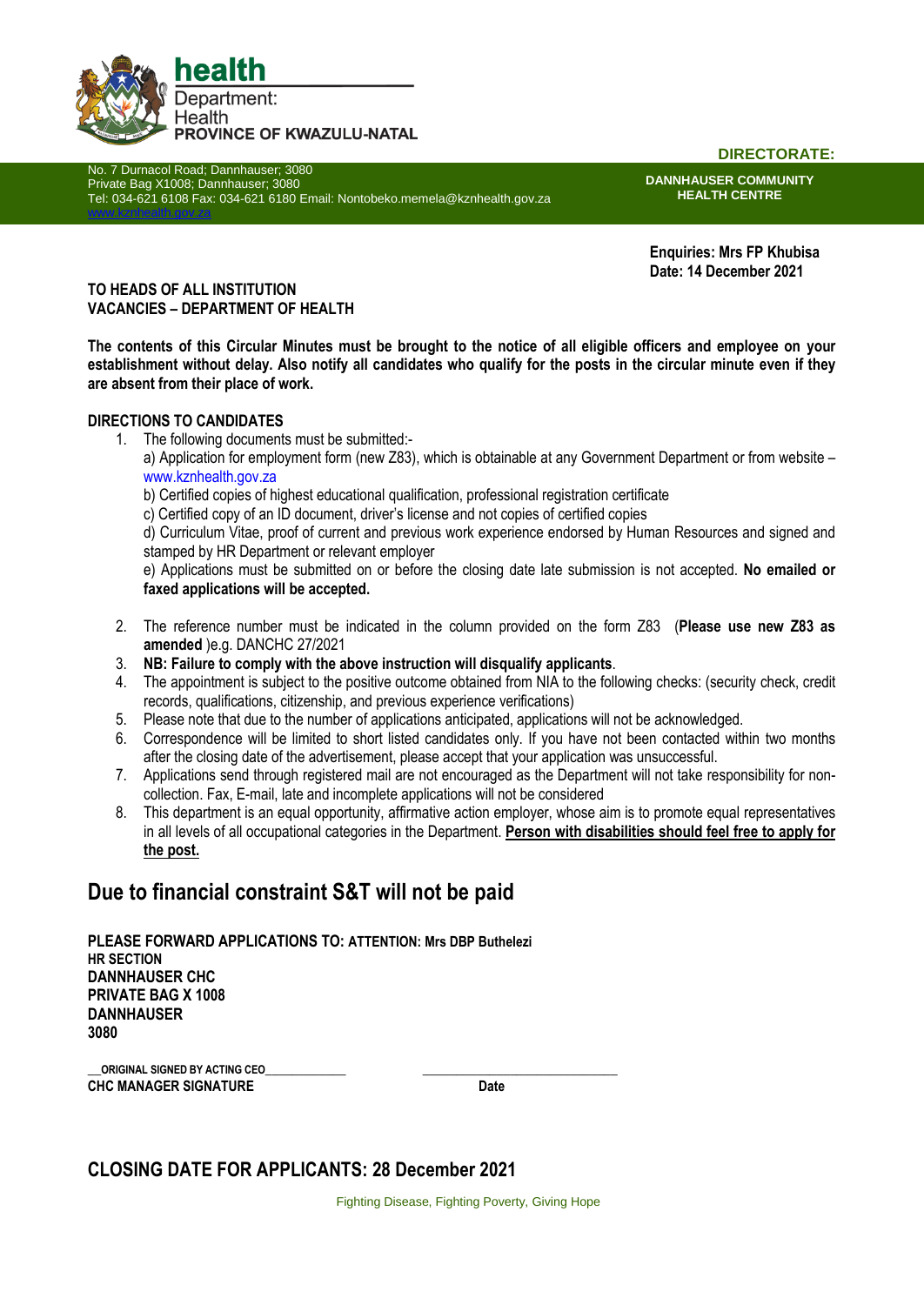health
Department:
Health
PROVINCE OF KWAZULU-NATAL

No. 7 Durnacol Road; Dannhauser; 3080
Private Bag X1008; Dannhauser; 3080
Tel: 034-621 6108 Fax: 034-621 6180 Email: Nontobeko.memela@kznhealth.gov.za
www.kznhealth.gov.za

**DIRECTORATE:**

**DANNHAUSER COMMUNITY HEALTH CENTRE**

**Enquiries: Mrs FP Khubisa**
**Date: 14 December 2021**

**TO HEADS OF ALL INSTITUTION**
**VACANCIES – DEPARTMENT OF HEALTH**

**The contents of this Circular Minutes must be brought to the notice of all eligible officers and employee on your establishment without delay. Also notify all candidates who qualify for the posts in the circular minute even if they are absent from their place of work.**

**DIRECTIONS TO CANDIDATES**

1. The following documents must be submitted:-
   a) Application for employment form (new Z83), which is obtainable at any Government Department or from website – www.kznhealth.gov.za
   b) Certified copies of highest educational qualification, professional registration certificate
   c) Certified copy of an ID document, driver's license and not copies of certified copies
   d) Curriculum Vitae, proof of current and previous work experience endorsed by Human Resources and signed and stamped by HR Department or relevant employer
   e) Applications must be submitted on or before the closing date late submission is not accepted. **No emailed or faxed applications will be accepted.**
2. The reference number must be indicated in the column provided on the form Z83 (**Please use new Z83 as amended** )e.g. DANCHC 27/2021
3. **NB: Failure to comply with the above instruction will disqualify applicants**.
4. The appointment is subject to the positive outcome obtained from NIA to the following checks: (security check, credit records, qualifications, citizenship, and previous experience verifications)
5. Please note that due to the number of applications anticipated, applications will not be acknowledged.
6. Correspondence will be limited to short listed candidates only. If you have not been contacted within two months after the closing date of the advertisement, please accept that your application was unsuccessful.
7. Applications send through registered mail are not encouraged as the Department will not take responsibility for non-collection. Fax, E-mail, late and incomplete applications will not be considered
8. This department is an equal opportunity, affirmative action employer, whose aim is to promote equal representatives in all levels of all occupational categories in the Department. **Person with disabilities should feel free to apply for the post.**

## Due to financial constraint S&T will not be paid

**PLEASE FORWARD APPLICATIONS TO: ATTENTION: Mrs DBP Buthelezi**
**HR SECTION**
**DANNHAUSER CHC**
**PRIVATE BAG X 1008**
**DANNHAUSER**
**3080**

**ORIGINAL SIGNED BY ACTING CEO**
**CHC MANAGER SIGNATURE** **Date**

## CLOSING DATE FOR APPLICANTS: 28 December 2021

Fighting Disease, Fighting Poverty, Giving Hope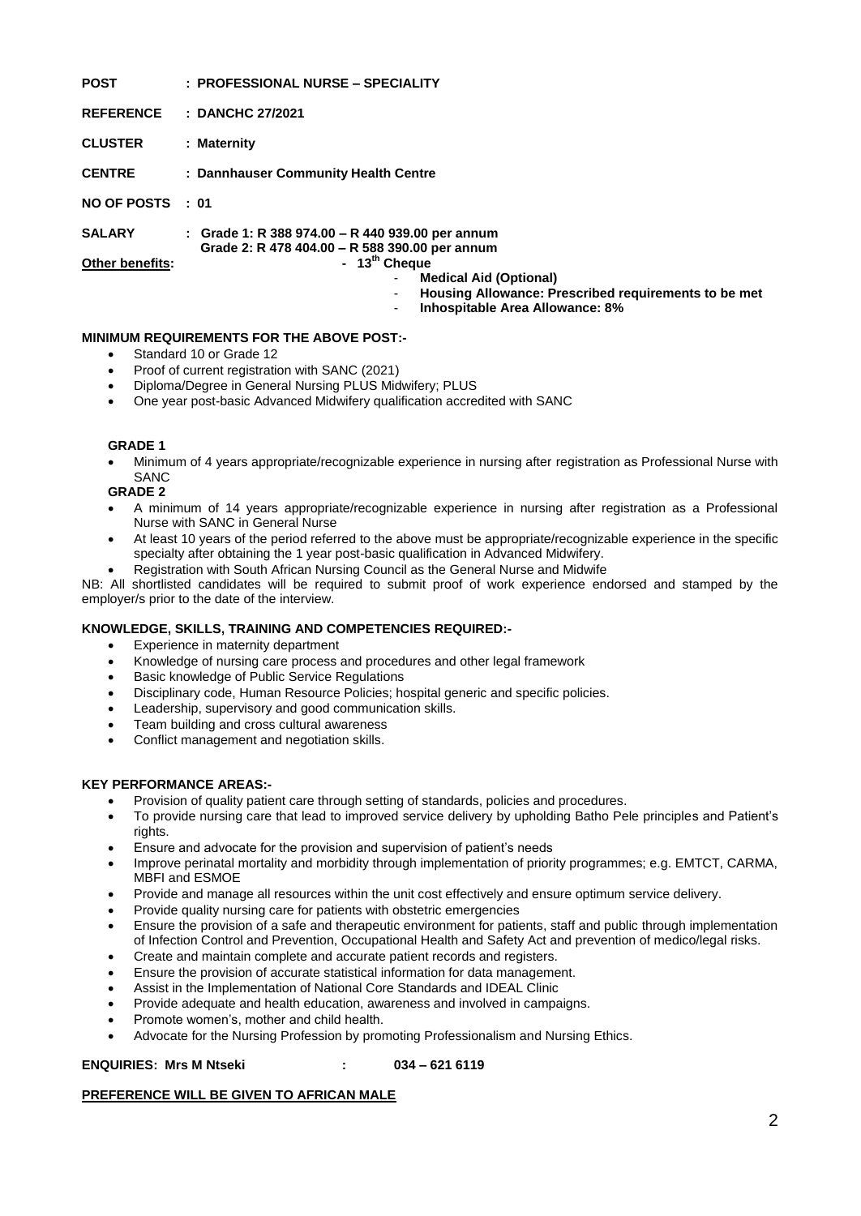**POST** : **PROFESSIONAL NURSE – SPECIALITY**

**REFERENCE** : **DANCHC 27/2021**

**CLUSTER** : **Maternity**

**CENTRE** : **Dannhauser Community Health Centre**

**NO OF POSTS** : **01**

**SALARY** : **Grade 1: R 388 974.00 – R 440 939.00 per annum**
**Grade 2: R 478 404.00 – R 588 390.00 per annum**

**Other benefits:**

- **13th Cheque**
- **Medical Aid (Optional)**
- **Housing Allowance: Prescribed requirements to be met**
- **Inhospitable Area Allowance: 8%**

**MINIMUM REQUIREMENTS FOR THE ABOVE POST:-**

- Standard 10 or Grade 12
- Proof of current registration with SANC (2021)
- Diploma/Degree in General Nursing PLUS Midwifery; PLUS
- One year post-basic Advanced Midwifery qualification accredited with SANC

**GRADE 1**

- Minimum of 4 years appropriate/recognizable experience in nursing after registration as Professional Nurse with SANC

**GRADE 2**

- A minimum of 14 years appropriate/recognizable experience in nursing after registration as a Professional Nurse with SANC in General Nurse
- At least 10 years of the period referred to the above must be appropriate/recognizable experience in the specific specialty after obtaining the 1 year post-basic qualification in Advanced Midwifery.
- Registration with South African Nursing Council as the General Nurse and Midwife

NB: All shortlisted candidates will be required to submit proof of work experience endorsed and stamped by the employer/s prior to the date of the interview.

**KNOWLEDGE, SKILLS, TRAINING AND COMPETENCIES REQUIRED:-**

- Experience in maternity department
- Knowledge of nursing care process and procedures and other legal framework
- Basic knowledge of Public Service Regulations
- Disciplinary code, Human Resource Policies; hospital generic and specific policies.
- Leadership, supervisory and good communication skills.
- Team building and cross cultural awareness
- Conflict management and negotiation skills.

**KEY PERFORMANCE AREAS:-**

- Provision of quality patient care through setting of standards, policies and procedures.
- To provide nursing care that lead to improved service delivery by upholding Batho Pele principles and Patient's rights.
- Ensure and advocate for the provision and supervision of patient's needs
- Improve perinatal mortality and morbidity through implementation of priority programmes; e.g. EMTCT, CARMA, MBFI and ESMOE
- Provide and manage all resources within the unit cost effectively and ensure optimum service delivery.
- Provide quality nursing care for patients with obstetric emergencies
- Ensure the provision of a safe and therapeutic environment for patients, staff and public through implementation of Infection Control and Prevention, Occupational Health and Safety Act and prevention of medico/legal risks.
- Create and maintain complete and accurate patient records and registers.
- Ensure the provision of accurate statistical information for data management.
- Assist in the Implementation of National Core Standards and IDEAL Clinic
- Provide adequate and health education, awareness and involved in campaigns.
- Promote women's, mother and child health.
- Advocate for the Nursing Profession by promoting Professionalism and Nursing Ethics.

**ENQUIRIES: Mrs M Ntseki : 034 – 621 6119**

**PREFERENCE WILL BE GIVEN TO AFRICAN MALE**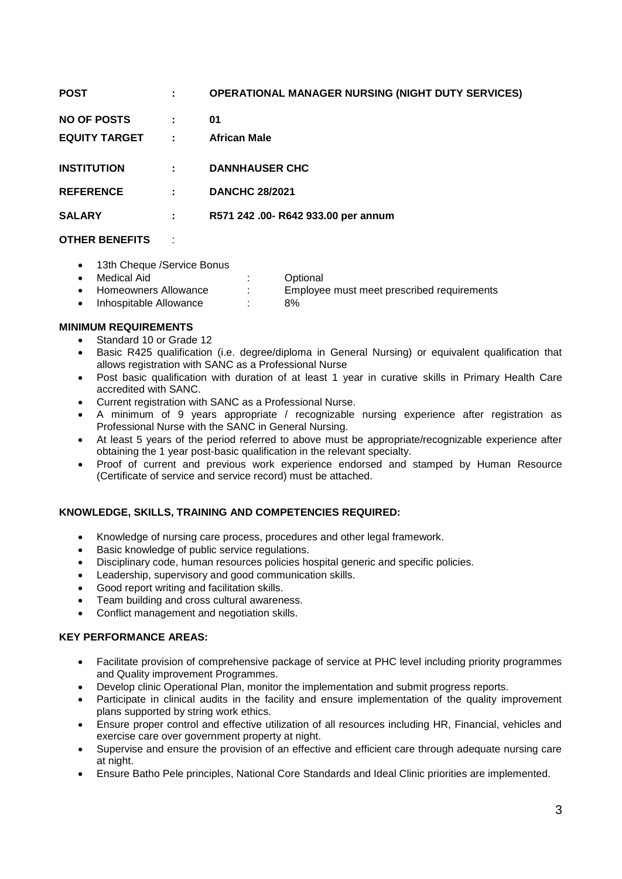**POST** : **OPERATIONAL MANAGER NURSING (NIGHT DUTY SERVICES)**

**NO OF POSTS** : **01**

**EQUITY TARGET** : **African Male**

**INSTITUTION** : **DANNHAUSER CHC**

**REFERENCE** : **DANCHC 28/2021**

**SALARY** : **R571 242 .00- R642 933.00 per annum**

**OTHER BENEFITS** :

- 13th Cheque /Service Bonus
- Medical Aid : Optional
- Homeowners Allowance : Employee must meet prescribed requirements
- Inhospitable Allowance : 8%

**MINIMUM REQUIREMENTS**

- Standard 10 or Grade 12
- Basic R425 qualification (i.e. degree/diploma in General Nursing) or equivalent qualification that allows registration with SANC as a Professional Nurse
- Post basic qualification with duration of at least 1 year in curative skills in Primary Health Care accredited with SANC.
- Current registration with SANC as a Professional Nurse.
- A minimum of 9 years appropriate / recognizable nursing experience after registration as Professional Nurse with the SANC in General Nursing.
- At least 5 years of the period referred to above must be appropriate/recognizable experience after obtaining the 1 year post-basic qualification in the relevant specialty.
- Proof of current and previous work experience endorsed and stamped by Human Resource (Certificate of service and service record) must be attached.

**KNOWLEDGE, SKILLS, TRAINING AND COMPETENCIES REQUIRED:**

- Knowledge of nursing care process, procedures and other legal framework.
- Basic knowledge of public service regulations.
- Disciplinary code, human resources policies hospital generic and specific policies.
- Leadership, supervisory and good communication skills.
- Good report writing and facilitation skills.
- Team building and cross cultural awareness.
- Conflict management and negotiation skills.

**KEY PERFORMANCE AREAS:**

- Facilitate provision of comprehensive package of service at PHC level including priority programmes and Quality improvement Programmes.
- Develop clinic Operational Plan, monitor the implementation and submit progress reports.
- Participate in clinical audits in the facility and ensure implementation of the quality improvement plans supported by string work ethics.
- Ensure proper control and effective utilization of all resources including HR, Financial, vehicles and exercise care over government property at night.
- Supervise and ensure the provision of an effective and efficient care through adequate nursing care at night.
- Ensure Batho Pele principles, National Core Standards and Ideal Clinic priorities are implemented.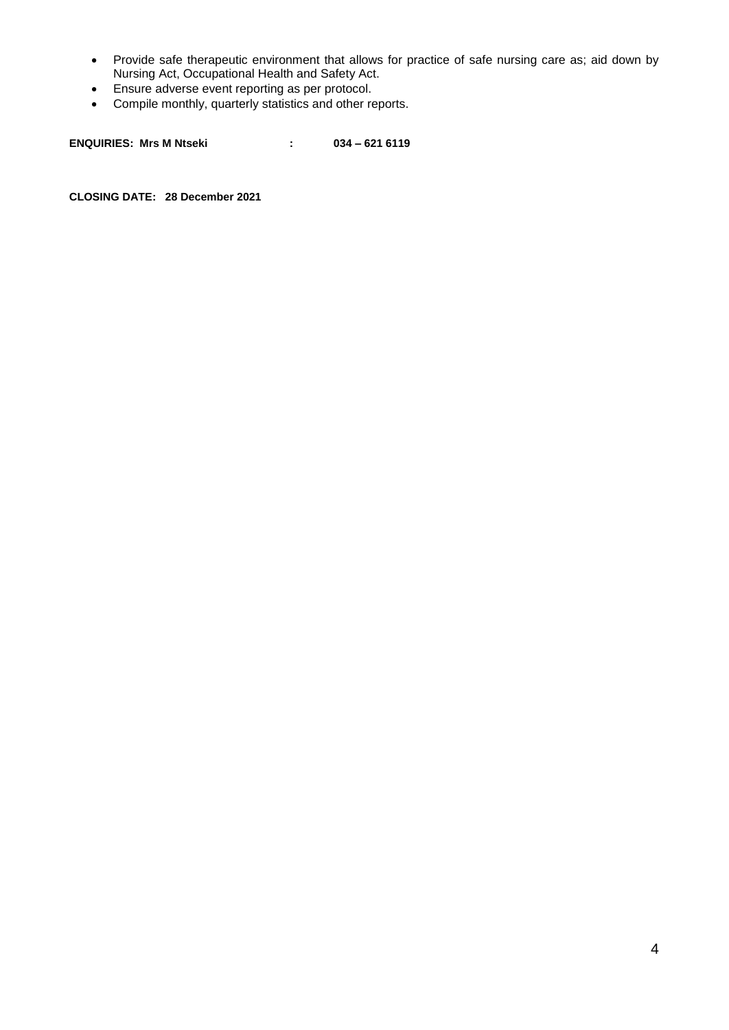- Provide safe therapeutic environment that allows for practice of safe nursing care as; aid down by Nursing Act, Occupational Health and Safety Act.
- Ensure adverse event reporting as per protocol.
- Compile monthly, quarterly statistics and other reports.

**ENQUIRIES: Mrs M Ntseki : 034 – 621 6119**

**CLOSING DATE: 28 December 2021**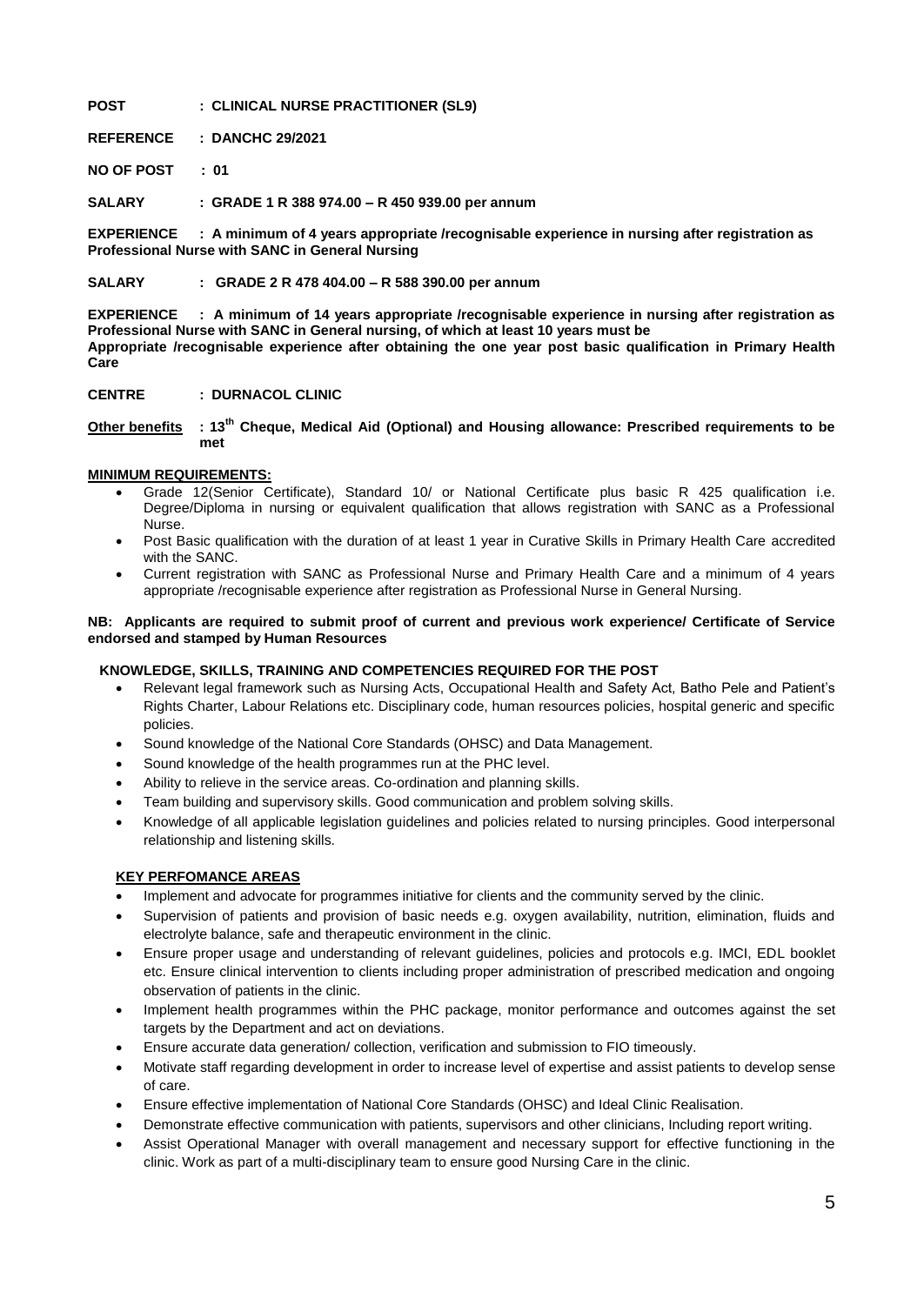**POST : CLINICAL NURSE PRACTITIONER (SL9)**

**REFERENCE : DANCHC 29/2021**

**NO OF POST : 01**

**SALARY : GRADE 1 R 388 974.00 – R 450 939.00 per annum**

**EXPERIENCE : A minimum of 4 years appropriate /recognisable experience in nursing after registration as Professional Nurse with SANC in General Nursing**

**SALARY : GRADE 2 R 478 404.00 – R 588 390.00 per annum**

**EXPERIENCE : A minimum of 14 years appropriate /recognisable experience in nursing after registration as Professional Nurse with SANC in General nursing, of which at least 10 years must be Appropriate /recognisable experience after obtaining the one year post basic qualification in Primary Health Care**

**CENTRE : DURNACOL CLINIC**

**Other benefits : 13th Cheque, Medical Aid (Optional) and Housing allowance: Prescribed requirements to be met**

**MINIMUM REQUIREMENTS:**

- Grade 12(Senior Certificate), Standard 10/ or National Certificate plus basic R 425 qualification i.e. Degree/Diploma in nursing or equivalent qualification that allows registration with SANC as a Professional Nurse.
- Post Basic qualification with the duration of at least 1 year in Curative Skills in Primary Health Care accredited with the SANC.
- Current registration with SANC as Professional Nurse and Primary Health Care and a minimum of 4 years appropriate /recognisable experience after registration as Professional Nurse in General Nursing.

**NB: Applicants are required to submit proof of current and previous work experience/ Certificate of Service endorsed and stamped by Human Resources**

**KNOWLEDGE, SKILLS, TRAINING AND COMPETENCIES REQUIRED FOR THE POST**

- Relevant legal framework such as Nursing Acts, Occupational Health and Safety Act, Batho Pele and Patient's Rights Charter, Labour Relations etc. Disciplinary code, human resources policies, hospital generic and specific policies.
- Sound knowledge of the National Core Standards (OHSC) and Data Management.
- Sound knowledge of the health programmes run at the PHC level.
- Ability to relieve in the service areas. Co-ordination and planning skills.
- Team building and supervisory skills. Good communication and problem solving skills.
- Knowledge of all applicable legislation guidelines and policies related to nursing principles. Good interpersonal relationship and listening skills.

**KEY PERFOMANCE AREAS**

- Implement and advocate for programmes initiative for clients and the community served by the clinic.
- Supervision of patients and provision of basic needs e.g. oxygen availability, nutrition, elimination, fluids and electrolyte balance, safe and therapeutic environment in the clinic.
- Ensure proper usage and understanding of relevant guidelines, policies and protocols e.g. IMCI, EDL booklet etc. Ensure clinical intervention to clients including proper administration of prescribed medication and ongoing observation of patients in the clinic.
- Implement health programmes within the PHC package, monitor performance and outcomes against the set targets by the Department and act on deviations.
- Ensure accurate data generation/ collection, verification and submission to FIO timeously.
- Motivate staff regarding development in order to increase level of expertise and assist patients to develop sense of care.
- Ensure effective implementation of National Core Standards (OHSC) and Ideal Clinic Realisation.
- Demonstrate effective communication with patients, supervisors and other clinicians, Including report writing.
- Assist Operational Manager with overall management and necessary support for effective functioning in the clinic. Work as part of a multi-disciplinary team to ensure good Nursing Care in the clinic.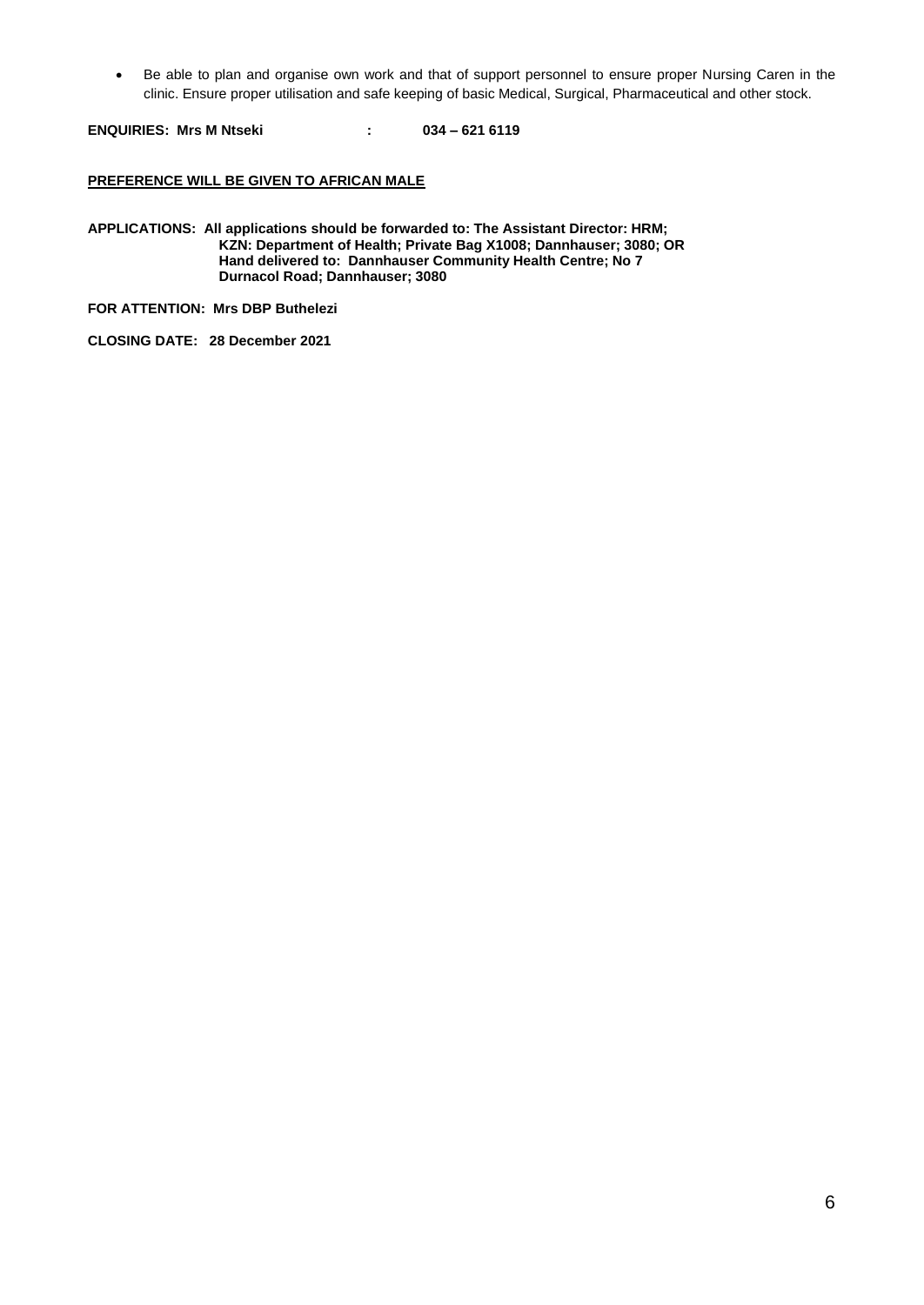- Be able to plan and organise own work and that of support personnel to ensure proper Nursing Caren in the clinic. Ensure proper utilisation and safe keeping of basic Medical, Surgical, Pharmaceutical and other stock.

**ENQUIRIES: Mrs M Ntseki : 034 – 621 6119**

**PREFERENCE WILL BE GIVEN TO AFRICAN MALE**

**APPLICATIONS: All applications should be forwarded to: The Assistant Director: HRM; KZN: Department of Health; Private Bag X1008; Dannhauser; 3080; OR Hand delivered to: Dannhauser Community Health Centre; No 7 Durnacol Road; Dannhauser; 3080**

**FOR ATTENTION: Mrs DBP Buthelezi**

**CLOSING DATE: 28 December 2021**